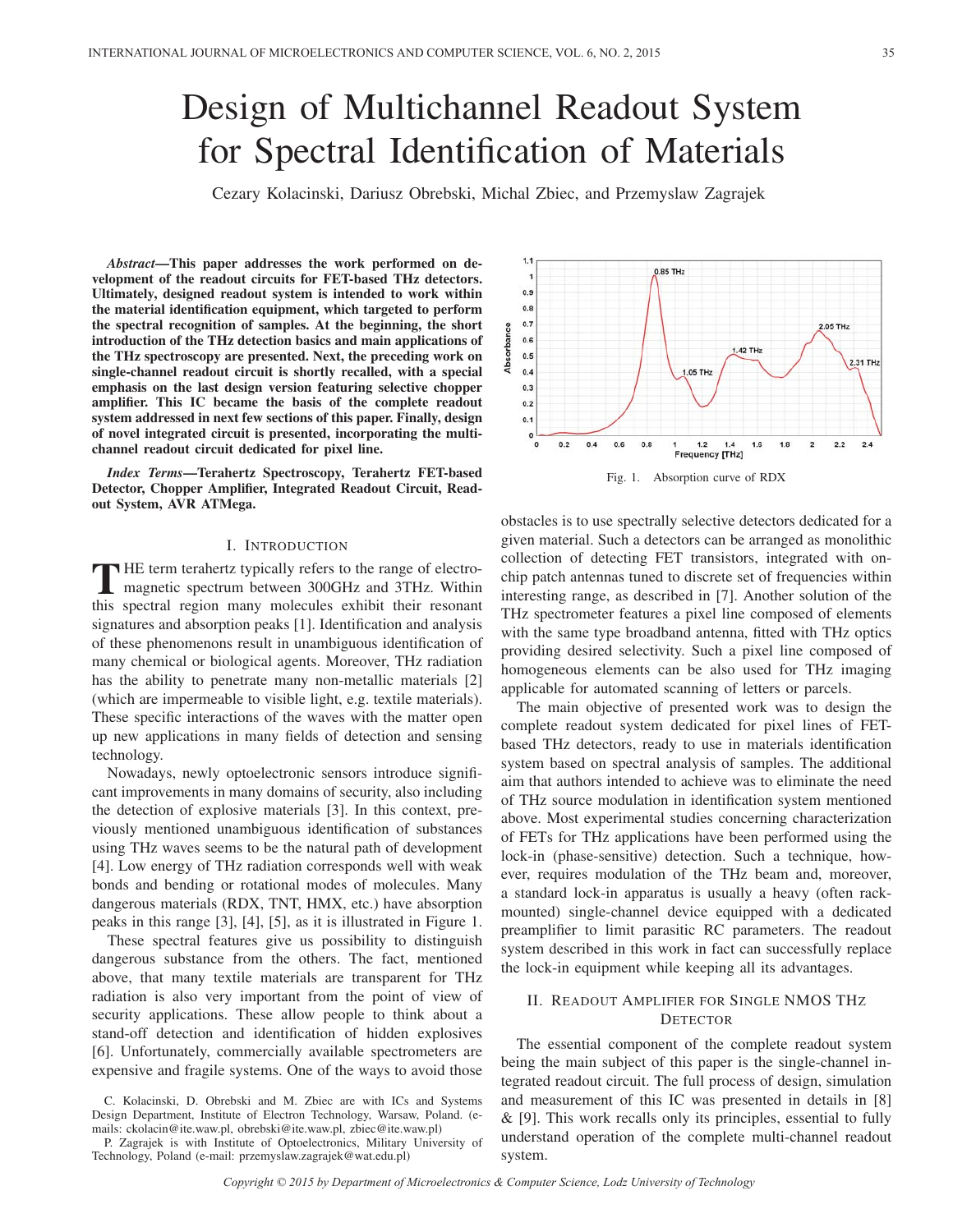# Design of Multichannel Readout System for Spectral Identification of Materials

Cezary Kolacinski, Dariusz Obrebski, Michal Zbiec, and Przemyslaw Zagrajek

***Abstract*—This paper addresses the work performed on development of the readout circuits for FET-based THz detectors. Ultimately, designed readout system is intended to work within the material identification equipment, which targeted to perform the spectral recognition of samples. At the beginning, the short introduction of the THz detection basics and main applications of the THz spectroscopy are presented. Next, the preceding work on single-channel readout circuit is shortly recalled, with a special emphasis on the last design version featuring selective chopper amplifier. This IC became the basis of the complete readout system addressed in next few sections of this paper. Finally, design of novel integrated circuit is presented, incorporating the multi-channel readout circuit dedicated for pixel line.**

***Index Terms*—Terahertz Spectroscopy, Terahertz FET-based Detector, Chopper Amplifier, Integrated Readout Circuit, Readout System, AVR ATMega.**

## I. Introduction

The term terahertz typically refers to the range of electromagnetic spectrum between 300GHz and 3THz. Within this spectral region many molecules exhibit their resonant signatures and absorption peaks [1]. Identification and analysis of these phenomenons result in unambiguous identification of many chemical or biological agents. Moreover, THz radiation has the ability to penetrate many non-metallic materials [2] (which are impermeable to visible light, e.g. textile materials). These specific interactions of the waves with the matter open up new applications in many fields of detection and sensing technology.

Nowadays, newly optoelectronic sensors introduce significant improvements in many domains of security, also including the detection of explosive materials [3]. In this context, previously mentioned unambiguous identification of substances using THz waves seems to be the natural path of development [4]. Low energy of THz radiation corresponds well with weak bonds and bending or rotational modes of molecules. Many dangerous materials (RDX, TNT, HMX, etc.) have absorption peaks in this range [3], [4], [5], as it is illustrated in Figure 1.

These spectral features give us possibility to distinguish dangerous substance from the others. The fact, mentioned above, that many textile materials are transparent for THz radiation is also very important from the point of view of security applications. These allow people to think about a stand-off detection and identification of hidden explosives [6]. Unfortunately, commercially available spectrometers are expensive and fragile systems. One of the ways to avoid those obstacles is to use spectrally selective detectors dedicated for a given material. Such a detectors can be arranged as monolithic collection of detecting FET transistors, integrated with on-chip patch antennas tuned to discrete set of frequencies within interesting range, as described in [7]. Another solution of the THz spectrometer features a pixel line composed of elements with the same type broadband antenna, fitted with THz optics providing desired selectivity. Such a pixel line composed of homogeneous elements can be also used for THz imaging applicable for automated scanning of letters or parcels.

Fig. 1. Absorption curve of RDX

The main objective of presented work was to design the complete readout system dedicated for pixel lines of FET-based THz detectors, ready to use in materials identification system based on spectral analysis of samples. The additional aim that authors intended to achieve was to eliminate the need of THz source modulation in identification system mentioned above. Most experimental studies concerning characterization of FETs for THz applications have been performed using the lock-in (phase-sensitive) detection. Such a technique, however, requires modulation of the THz beam and, moreover, a standard lock-in apparatus is usually a heavy (often rack-mounted) single-channel device equipped with a dedicated preamplifier to limit parasitic RC parameters. The readout system described in this work in fact can successfully replace the lock-in equipment while keeping all its advantages.

## II. Readout Amplifier for Single NMOS THz Detector

The essential component of the complete readout system being the main subject of this paper is the single-channel integrated readout circuit. The full process of design, simulation and measurement of this IC was presented in details in [8] & [9]. This work recalls only its principles, essential to fully understand operation of the complete multi-channel readout system.

C. Kolacinski, D. Obrebski and M. Zbiec are with ICs and Systems Design Department, Institute of Electron Technology, Warsaw, Poland. (e-mails: ckolacin@ite.waw.pl, obrebski@ite.waw.pl, zbiec@ite.waw.pl)

P. Zagrajek is with Institute of Optoelectronics, Military University of Technology, Poland (e-mail: przemyslaw.zagrajek@wat.edu.pl)

Copyright © 2015 by Department of Microelectronics & Computer Science, Lodz University of Technology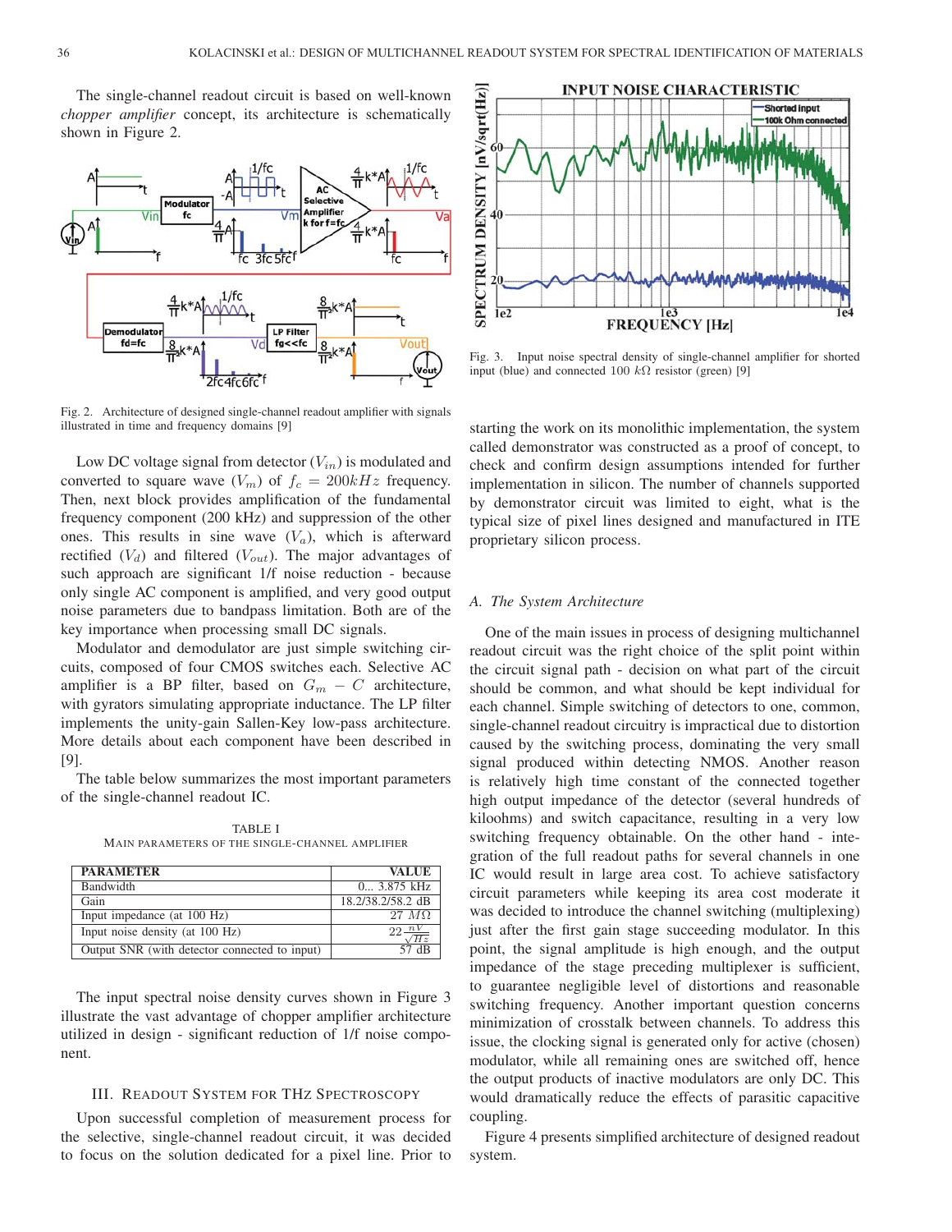The single-channel readout circuit is based on well-known *chopper amplifier* concept, its architecture is schematically shown in Figure 2.

Fig. 2. Architecture of designed single-channel readout amplifier with signals illustrated in time and frequency domains [9]

Low DC voltage signal from detector ($V_{in}$) is modulated and converted to square wave ($V_m$) of $f_c = 200kHz$ frequency. Then, next block provides amplification of the fundamental frequency component (200 kHz) and suppression of the other ones. This results in sine wave ($V_a$), which is afterward rectified ($V_d$) and filtered ($V_{out}$). The major advantages of such approach are significant 1/f noise reduction - because only single AC component is amplified, and very good output noise parameters due to bandpass limitation. Both are of the key importance when processing small DC signals.

Modulator and demodulator are just simple switching circuits, composed of four CMOS switches each. Selective AC amplifier is a BP filter, based on $G_m - C$ architecture, with gyrators simulating appropriate inductance. The LP filter implements the unity-gain Sallen-Key low-pass architecture. More details about each component have been described in [9].

The table below summarizes the most important parameters of the single-channel readout IC.

TABLE I
MAIN PARAMETERS OF THE SINGLE-CHANNEL AMPLIFIER

| PARAMETER | VALUE |
|---|---|
| Bandwidth | 0... 3.875 kHz |
| Gain | 18.2/38.2/58.2 dB |
| Input impedance (at 100 Hz) | 27 $M\Omega$ |
| Input noise density (at 100 Hz) | $22\frac{nV}{\sqrt{Hz}}$ |
| Output SNR (with detector connected to input) | 57 dB |

The input spectral noise density curves shown in Figure 3 illustrate the vast advantage of chopper amplifier architecture utilized in design - significant reduction of 1/f noise component.

Fig. 3. Input noise spectral density of single-channel amplifier for shorted input (blue) and connected 100 $k\Omega$ resistor (green) [9]

## III. Readout System for THz Spectroscopy

Upon successful completion of measurement process for the selective, single-channel readout circuit, it was decided to focus on the solution dedicated for a pixel line. Prior to starting the work on its monolithic implementation, the system called demonstrator was constructed as a proof of concept, to check and confirm design assumptions intended for further implementation in silicon. The number of channels supported by demonstrator circuit was limited to eight, what is the typical size of pixel lines designed and manufactured in ITE proprietary silicon process.

### A. The System Architecture

One of the main issues in process of designing multichannel readout circuit was the right choice of the split point within the circuit signal path - decision on what part of the circuit should be common, and what should be kept individual for each channel. Simple switching of detectors to one, common, single-channel readout circuitry is impractical due to distortion caused by the switching process, dominating the very small signal produced within detecting NMOS. Another reason is relatively high time constant of the connected together high output impedance of the detector (several hundreds of kiloohms) and switch capacitance, resulting in a very low switching frequency obtainable. On the other hand - integration of the full readout paths for several channels in one IC would result in large area cost. To achieve satisfactory circuit parameters while keeping its area cost moderate it was decided to introduce the channel switching (multiplexing) just after the first gain stage succeeding modulator. In this point, the signal amplitude is high enough, and the output impedance of the stage preceding multiplexer is sufficient, to guarantee negligible level of distortions and reasonable switching frequency. Another important question concerns minimization of crosstalk between channels. To address this issue, the clocking signal is generated only for active (chosen) modulator, while all remaining ones are switched off, hence the output products of inactive modulators are only DC. This would dramatically reduce the effects of parasitic capacitive coupling.

Figure 4 presents simplified architecture of designed readout system.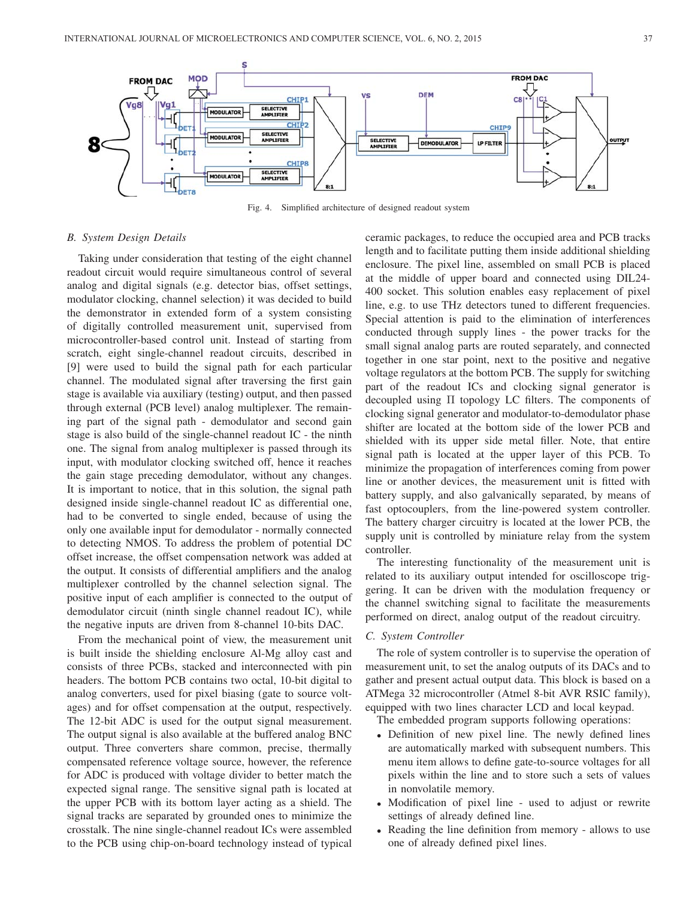Fig. 4. Simplified architecture of designed readout system

### B. System Design Details

Taking under consideration that testing of the eight channel readout circuit would require simultaneous control of several analog and digital signals (e.g. detector bias, offset settings, modulator clocking, channel selection) it was decided to build the demonstrator in extended form of a system consisting of digitally controlled measurement unit, supervised from microcontroller-based control unit. Instead of starting from scratch, eight single-channel readout circuits, described in [9] were used to build the signal path for each particular channel. The modulated signal after traversing the first gain stage is available via auxiliary (testing) output, and then passed through external (PCB level) analog multiplexer. The remaining part of the signal path - demodulator and second gain stage is also build of the single-channel readout IC - the ninth one. The signal from analog multiplexer is passed through its input, with modulator clocking switched off, hence it reaches the gain stage preceding demodulator, without any changes. It is important to notice, that in this solution, the signal path designed inside single-channel readout IC as differential one, had to be converted to single ended, because of using the only one available input for demodulator - normally connected to detecting NMOS. To address the problem of potential DC offset increase, the offset compensation network was added at the output. It consists of differential amplifiers and the analog multiplexer controlled by the channel selection signal. The positive input of each amplifier is connected to the output of demodulator circuit (ninth single channel readout IC), while the negative inputs are driven from 8-channel 10-bits DAC.

From the mechanical point of view, the measurement unit is built inside the shielding enclosure Al-Mg alloy cast and consists of three PCBs, stacked and interconnected with pin headers. The bottom PCB contains two octal, 10-bit digital to analog converters, used for pixel biasing (gate to source voltages) and for offset compensation at the output, respectively. The 12-bit ADC is used for the output signal measurement. The output signal is also available at the buffered analog BNC output. Three converters share common, precise, thermally compensated reference voltage source, however, the reference for ADC is produced with voltage divider to better match the expected signal range. The sensitive signal path is located at the upper PCB with its bottom layer acting as a shield. The signal tracks are separated by grounded ones to minimize the crosstalk. The nine single-channel readout ICs were assembled to the PCB using chip-on-board technology instead of typical ceramic packages, to reduce the occupied area and PCB tracks length and to facilitate putting them inside additional shielding enclosure. The pixel line, assembled on small PCB is placed at the middle of upper board and connected using DIL24-400 socket. This solution enables easy replacement of pixel line, e.g. to use THz detectors tuned to different frequencies. Special attention is paid to the elimination of interferences conducted through supply lines - the power tracks for the small signal analog parts are routed separately, and connected together in one star point, next to the positive and negative voltage regulators at the bottom PCB. The supply for switching part of the readout ICs and clocking signal generator is decoupled using $\Pi$ topology LC filters. The components of clocking signal generator and modulator-to-demodulator phase shifter are located at the bottom side of the lower PCB and shielded with its upper side metal filler. Note, that entire signal path is located at the upper layer of this PCB. To minimize the propagation of interferences coming from power line or another devices, the measurement unit is fitted with battery supply, and also galvanically separated, by means of fast optocouplers, from the line-powered system controller. The battery charger circuitry is located at the lower PCB, the supply unit is controlled by miniature relay from the system controller.

The interesting functionality of the measurement unit is related to its auxiliary output intended for oscilloscope triggering. It can be driven with the modulation frequency or the channel switching signal to facilitate the measurements performed on direct, analog output of the readout circuitry.

### C. System Controller

The role of system controller is to supervise the operation of measurement unit, to set the analog outputs of its DACs and to gather and present actual output data. This block is based on a ATMega 32 microcontroller (Atmel 8-bit AVR RSIC family), equipped with two lines character LCD and local keypad.

The embedded program supports following operations:

- Definition of new pixel line. The newly defined lines are automatically marked with subsequent numbers. This menu item allows to define gate-to-source voltages for all pixels within the line and to store such a sets of values in nonvolatile memory.
- Modification of pixel line - used to adjust or rewrite settings of already defined line.
- Reading the line definition from memory - allows to use one of already defined pixel lines.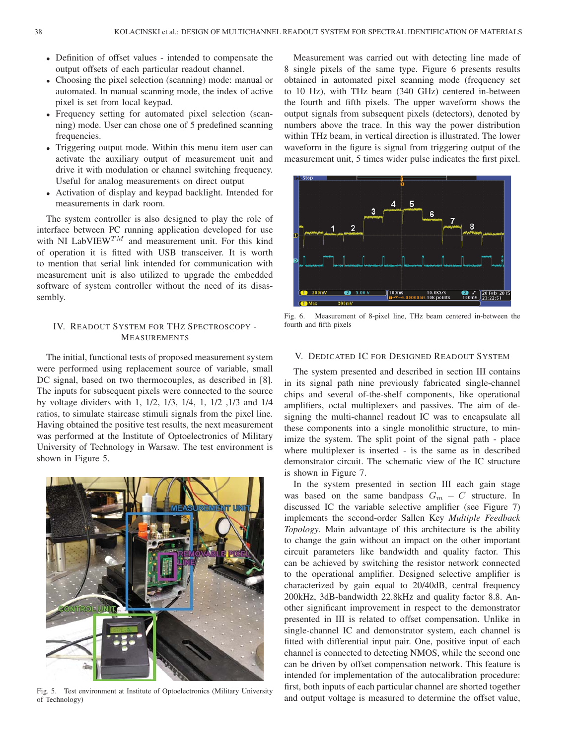- Definition of offset values - intended to compensate the output offsets of each particular readout channel.
- Choosing the pixel selection (scanning) mode: manual or automated. In manual scanning mode, the index of active pixel is set from local keypad.
- Frequency setting for automated pixel selection (scanning) mode. User can chose one of 5 predefined scanning frequencies.
- Triggering output mode. Within this menu item user can activate the auxiliary output of measurement unit and drive it with modulation or channel switching frequency. Useful for analog measurements on direct output
- Activation of display and keypad backlight. Intended for measurements in dark room.

The system controller is also designed to play the role of interface between PC running application developed for use with NI LabVIEW$^{TM}$ and measurement unit. For this kind of operation it is fitted with USB transceiver. It is worth to mention that serial link intended for communication with measurement unit is also utilized to upgrade the embedded software of system controller without the need of its disassembly.

## IV. Readout System for THz Spectroscopy - Measurements

The initial, functional tests of proposed measurement system were performed using replacement source of variable, small DC signal, based on two thermocouples, as described in [8]. The inputs for subsequent pixels were connected to the source by voltage dividers with 1, 1/2, 1/3, 1/4, 1, 1/2 ,1/3 and 1/4 ratios, to simulate staircase stimuli signals from the pixel line. Having obtained the positive test results, the next measurement was performed at the Institute of Optoelectronics of Military University of Technology in Warsaw. The test environment is shown in Figure 5.

Fig. 5. Test environment at Institute of Optoelectronics (Military University of Technology)

Measurement was carried out with detecting line made of 8 single pixels of the same type. Figure 6 presents results obtained in automated pixel scanning mode (frequency set to 10 Hz), with THz beam (340 GHz) centered in-between the fourth and fifth pixels. The upper waveform shows the output signals from subsequent pixels (detectors), denoted by numbers above the trace. In this way the power distribution within THz beam, in vertical direction is illustrated. The lower waveform in the figure is signal from triggering output of the measurement unit, 5 times wider pulse indicates the first pixel.

Fig. 6. Measurement of 8-pixel line, THz beam centered in-between the fourth and fifth pixels

## V. Dedicated IC for Designed Readout System

The system presented and described in section III contains in its signal path nine previously fabricated single-channel chips and several of-the-shelf components, like operational amplifiers, octal multiplexers and passives. The aim of designing the multi-channel readout IC was to encapsulate all these components into a single monolithic structure, to minimize the system. The split point of the signal path - place where multiplexer is inserted - is the same as in described demonstrator circuit. The schematic view of the IC structure is shown in Figure 7.

In the system presented in section III each gain stage was based on the same bandpass $G_m - C$ structure. In discussed IC the variable selective amplifier (see Figure 7) implements the second-order Sallen Key *Multiple Feedback Topology*. Main advantage of this architecture is the ability to change the gain without an impact on the other important circuit parameters like bandwidth and quality factor. This can be achieved by switching the resistor network connected to the operational amplifier. Designed selective amplifier is characterized by gain equal to 20/40dB, central frequency 200kHz, 3dB-bandwidth 22.8kHz and quality factor 8.8. Another significant improvement in respect to the demonstrator presented in III is related to offset compensation. Unlike in single-channel IC and demonstrator system, each channel is fitted with differential input pair. One, positive input of each channel is connected to detecting NMOS, while the second one can be driven by offset compensation network. This feature is intended for implementation of the autocalibration procedure: first, both inputs of each particular channel are shorted together and output voltage is measured to determine the offset value,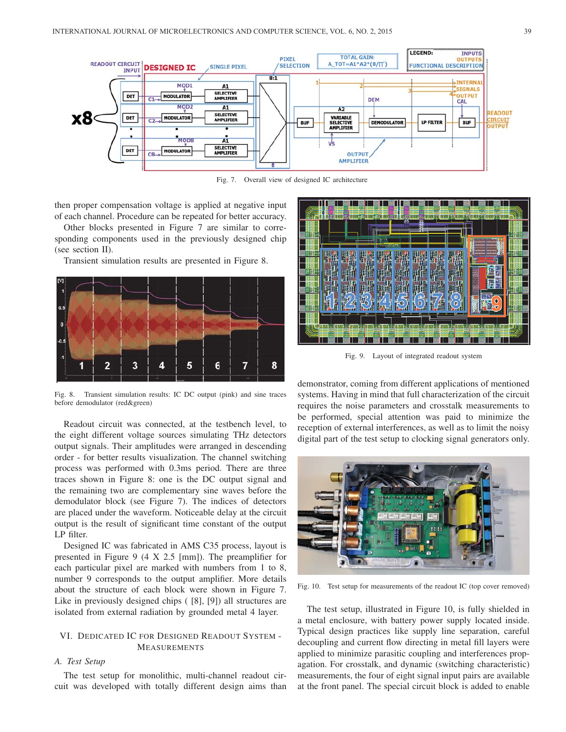Fig. 7. Overall view of designed IC architecture

then proper compensation voltage is applied at negative input of each channel. Procedure can be repeated for better accuracy.

Other blocks presented in Figure 7 are similar to corresponding components used in the previously designed chip (see section II).

Transient simulation results are presented in Figure 8.

Fig. 8. Transient simulation results: IC DC output (pink) and sine traces before demodulator (red&green)

Readout circuit was connected, at the testbench level, to the eight different voltage sources simulating THz detectors output signals. Their amplitudes were arranged in descending order - for better results visualization. The channel switching process was performed with 0.3ms period. There are three traces shown in Figure 8: one is the DC output signal and the remaining two are complementary sine waves before the demodulator block (see Figure 7). The indices of detectors are placed under the waveform. Noticeable delay at the circuit output is the result of significant time constant of the output LP filter.

Designed IC was fabricated in AMS C35 process, layout is presented in Figure 9 (4 X 2.5 [mm]). The preamplifier for each particular pixel are marked with numbers from 1 to 8, number 9 corresponds to the output amplifier. More details about the structure of each block were shown in Figure 7. Like in previously designed chips ( [8], [9]) all structures are isolated from external radiation by grounded metal 4 layer.

## VI. Dedicated IC for Designed Readout System - Measurements

### A. Test Setup

The test setup for monolithic, multi-channel readout circuit was developed with totally different design aims than

Fig. 9. Layout of integrated readout system

demonstrator, coming from different applications of mentioned systems. Having in mind that full characterization of the circuit requires the noise parameters and crosstalk measurements to be performed, special attention was paid to minimize the reception of external interferences, as well as to limit the noisy digital part of the test setup to clocking signal generators only.

Fig. 10. Test setup for measurements of the readout IC (top cover removed)

The test setup, illustrated in Figure 10, is fully shielded in a metal enclosure, with battery power supply located inside. Typical design practices like supply line separation, careful decoupling and current flow directing in metal fill layers were applied to minimize parasitic coupling and interferences propagation. For crosstalk, and dynamic (switching characteristic) measurements, the four of eight signal input pairs are available at the front panel. The special circuit block is added to enable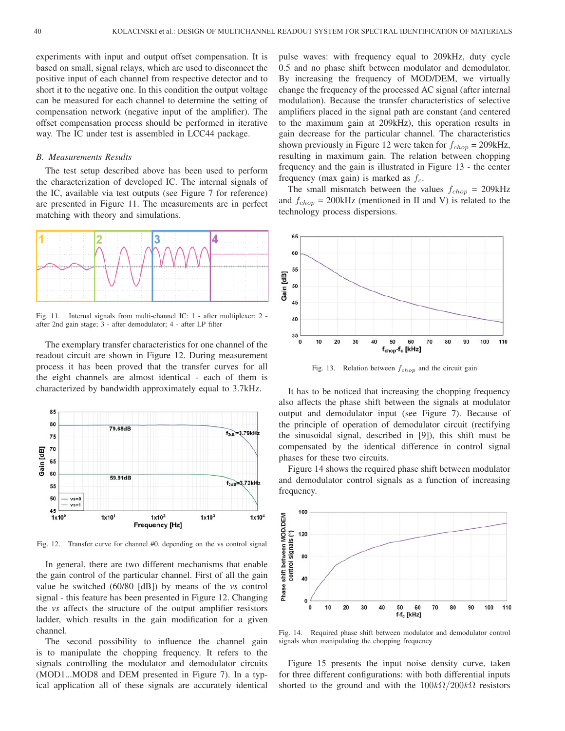experiments with input and output offset compensation. It is based on small, signal relays, which are used to disconnect the positive input of each channel from respective detector and to short it to the negative one. In this condition the output voltage can be measured for each channel to determine the setting of compensation network (negative input of the amplifier). The offset compensation process should be performed in iterative way. The IC under test is assembled in LCC44 package.

### *B. Measurements Results*

The test setup described above has been used to perform the characterization of developed IC. The internal signals of the IC, available via test outputs (see Figure 7 for reference) are presented in Figure 11. The measurements are in perfect matching with theory and simulations.

Fig. 11. Internal signals from multi-channel IC: 1 - after multiplexer; 2 - after 2nd gain stage; 3 - after demodulator; 4 - after LP filter

The exemplary transfer characteristics for one channel of the readout circuit are shown in Figure 12. During measurement process it has been proved that the transfer curves for all the eight channels are almost identical - each of them is characterized by bandwidth approximately equal to 3.7kHz.

Fig. 12. Transfer curve for channel #0, depending on the vs control signal

In general, there are two different mechanisms that enable the gain control of the particular channel. First of all the gain value be switched (60/80 [dB]) by means of the *vs* control signal - this feature has been presented in Figure 12. Changing the *vs* affects the structure of the output amplifier resistors ladder, which results in the gain modification for a given channel.

The second possibility to influence the channel gain is to manipulate the chopping frequency. It refers to the signals controlling the modulator and demodulator circuits (MOD1...MOD8 and DEM presented in Figure 7). In a typical application all of these signals are accurately identical pulse waves: with frequency equal to 209kHz, duty cycle 0.5 and no phase shift between modulator and demodulator. By increasing the frequency of MOD/DEM, we virtually change the frequency of the processed AC signal (after internal modulation). Because the transfer characteristics of selective amplifiers placed in the signal path are constant (and centered to the maximum gain at 209kHz), this operation results in gain decrease for the particular channel. The characteristics shown previously in Figure 12 were taken for $f_{chop}$ = 209kHz, resulting in maximum gain. The relation between chopping frequency and the gain is illustrated in Figure 13 - the center frequency (max gain) is marked as $f_c$.

The small mismatch between the values $f_{chop}$ = 209kHz and $f_{chop}$ = 200kHz (mentioned in II and V) is related to the technology process dispersions.

Fig. 13. Relation between $f_{chop}$ and the circuit gain

It has to be noticed that increasing the chopping frequency also affects the phase shift between the signals at modulator output and demodulator input (see Figure 7). Because of the principle of operation of demodulator circuit (rectifying the sinusoidal signal, described in [9]), this shift must be compensated by the identical difference in control signal phases for these two circuits.

Figure 14 shows the required phase shift between modulator and demodulator control signals as a function of increasing frequency.

Fig. 14. Required phase shift between modulator and demodulator control signals when manipulating the chopping frequency

Figure 15 presents the input noise density curve, taken for three different configurations: with both differential inputs shorted to the ground and with the $100k\Omega/200k\Omega$ resistors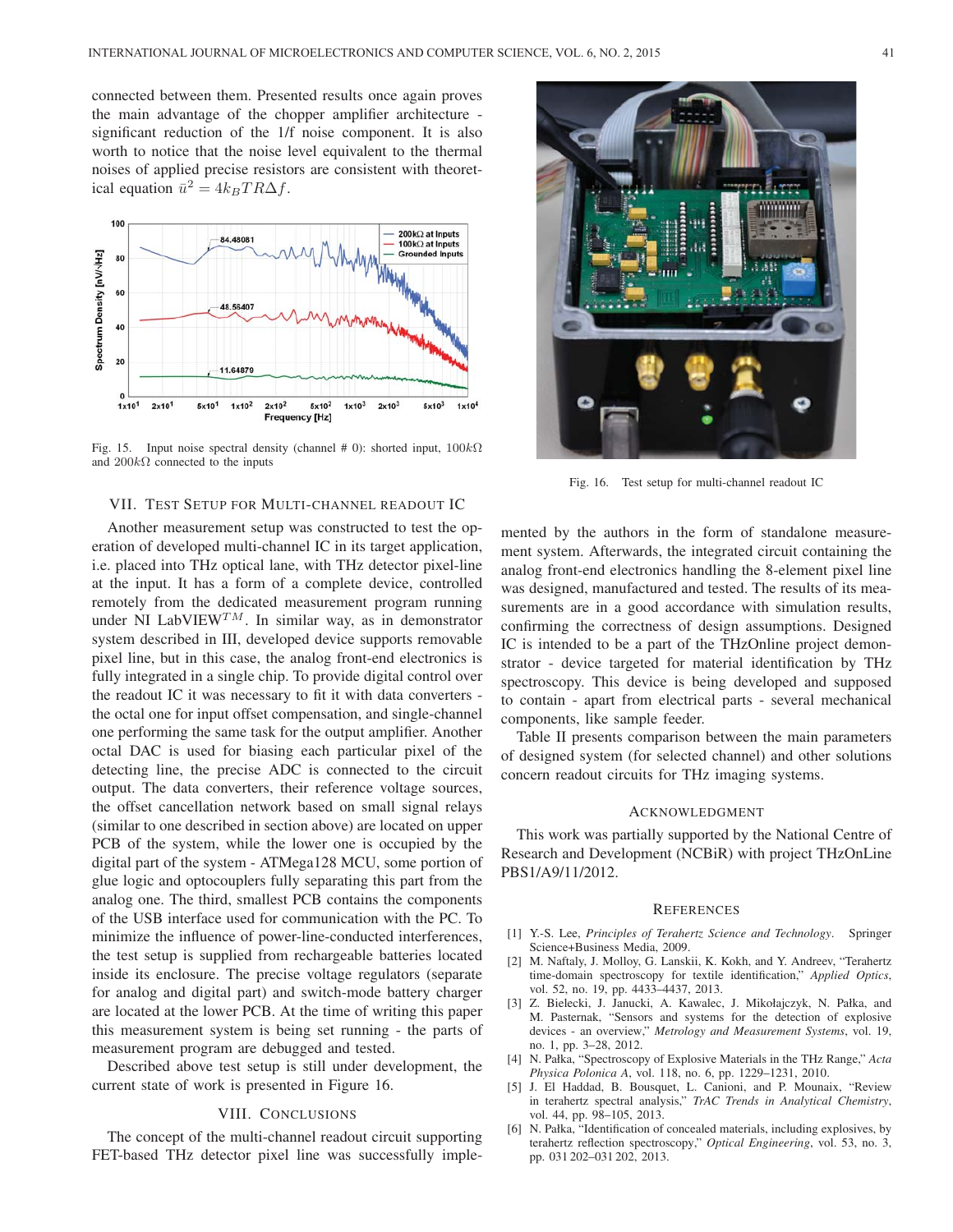connected between them. Presented results once again proves the main advantage of the chopper amplifier architecture - significant reduction of the 1/f noise component. It is also worth to notice that the noise level equivalent to the thermal noises of applied precise resistors are consistent with theoretical equation $\bar{u}^2 = 4k_B TR\Delta f$.

Fig. 15. Input noise spectral density (channel # 0): shorted input, 100$k\Omega$ and 200$k\Omega$ connected to the inputs

## VII. Test Setup for Multi-channel Readout IC

Another measurement setup was constructed to test the operation of developed multi-channel IC in its target application, i.e. placed into THz optical lane, with THz detector pixel-line at the input. It has a form of a complete device, controlled remotely from the dedicated measurement program running under NI LabVIEW$^{TM}$. In similar way, as in demonstrator system described in III, developed device supports removable pixel line, but in this case, the analog front-end electronics is fully integrated in a single chip. To provide digital control over the readout IC it was necessary to fit it with data converters - the octal one for input offset compensation, and single-channel one performing the same task for the output amplifier. Another octal DAC is used for biasing each particular pixel of the detecting line, the precise ADC is connected to the circuit output. The data converters, their reference voltage sources, the offset cancellation network based on small signal relays (similar to one described in section above) are located on upper PCB of the system, while the lower one is occupied by the digital part of the system - ATMega128 MCU, some portion of glue logic and optocouplers fully separating this part from the analog one. The third, smallest PCB contains the components of the USB interface used for communication with the PC. To minimize the influence of power-line-conducted interferences, the test setup is supplied from rechargeable batteries located inside its enclosure. The precise voltage regulators (separate for analog and digital part) and switch-mode battery charger are located at the lower PCB. At the time of writing this paper this measurement system is being set running - the parts of measurement program are debugged and tested.

Described above test setup is still under development, the current state of work is presented in Figure 16.

Fig. 16. Test setup for multi-channel readout IC

## VIII. Conclusions

The concept of the multi-channel readout circuit supporting FET-based THz detector pixel line was successfully implemented by the authors in the form of standalone measurement system. Afterwards, the integrated circuit containing the analog front-end electronics handling the 8-element pixel line was designed, manufactured and tested. The results of its measurements are in a good accordance with simulation results, confirming the correctness of design assumptions. Designed IC is intended to be a part of the THzOnline project demonstrator - device targeted for material identification by THz spectroscopy. This device is being developed and supposed to contain - apart from electrical parts - several mechanical components, like sample feeder.

Table II presents comparison between the main parameters of designed system (for selected channel) and other solutions concern readout circuits for THz imaging systems.

## Acknowledgment

This work was partially supported by the National Centre of Research and Development (NCBiR) with project THzOnLine PBS1/A9/11/2012.

## References

[1] Y.-S. Lee, *Principles of Terahertz Science and Technology*. Springer Science+Business Media, 2009.

[2] M. Naftaly, J. Molloy, G. Lanskii, K. Kokh, and Y. Andreev, "Terahertz time-domain spectroscopy for textile identification," *Applied Optics*, vol. 52, no. 19, pp. 4433–4437, 2013.

[3] Z. Bielecki, J. Janucki, A. Kawalec, J. Mikołajczyk, N. Pałka, and M. Pasternak, "Sensors and systems for the detection of explosive devices - an overview," *Metrology and Measurement Systems*, vol. 19, no. 1, pp. 3–28, 2012.

[4] N. Pałka, "Spectroscopy of Explosive Materials in the THz Range," *Acta Physica Polonica A*, vol. 118, no. 6, pp. 1229–1231, 2010.

[5] J. El Haddad, B. Bousquet, L. Canioni, and P. Mounaix, "Review in terahertz spectral analysis," *TrAC Trends in Analytical Chemistry*, vol. 44, pp. 98–105, 2013.

[6] N. Pałka, "Identification of concealed materials, including explosives, by terahertz reflection spectroscopy," *Optical Engineering*, vol. 53, no. 3, pp. 031 202–031 202, 2013.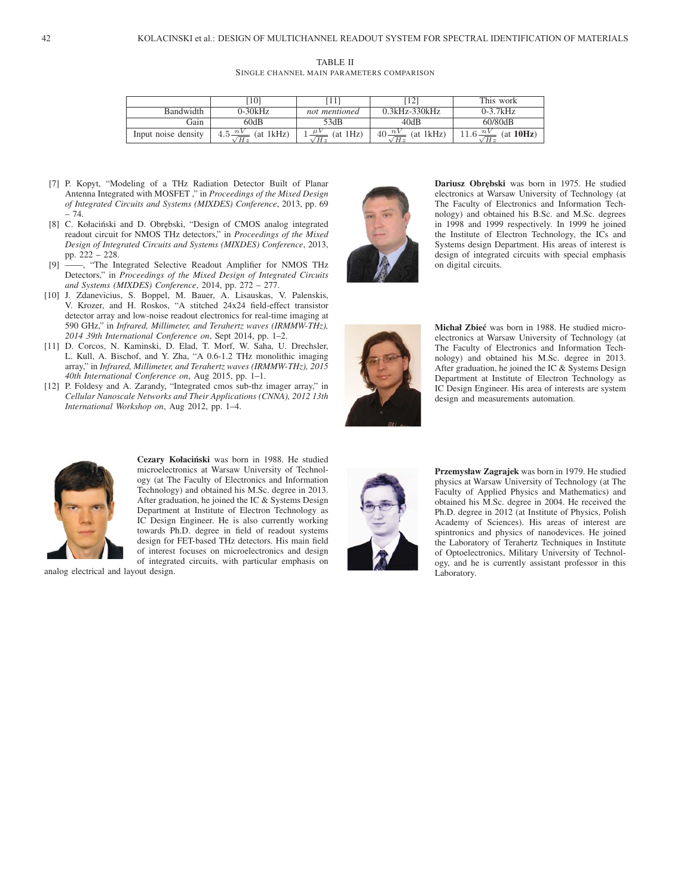TABLE II
SINGLE CHANNEL MAIN PARAMETERS COMPARISON

| | [10] | [11] | [12] | This work |
|---|---|---|---|---|
| Bandwidth | 0-30kHz | *not mentioned* | 0.3kHz-330kHz | 0-3.7kHz |
| Gain | 60dB | 53dB | 40dB | 60/80dB |
| Input noise density | $4.5\frac{nV}{\sqrt{Hz}}$ (at 1kHz) | $1\frac{\mu V}{\sqrt{Hz}}$ (at 1Hz) | $40\frac{nV}{\sqrt{Hz}}$ (at 1kHz) | $11.6\frac{nV}{\sqrt{Hz}}$ (at **10Hz**) |

[7] P. Kopyt, "Modeling of a THz Radiation Detector Built of Planar Antenna Integrated with MOSFET ," in *Proceedings of the Mixed Design of Integrated Circuits and Systems (MIXDES) Conference*, 2013, pp. 69 – 74.

[8] C. Kołaciński and D. Obrębski, "Design of CMOS analog integrated readout circuit for NMOS THz detectors," in *Proceedings of the Mixed Design of Integrated Circuits and Systems (MIXDES) Conference*, 2013, pp. 222 – 228.

[9] ——, "The Integrated Selective Readout Amplifier for NMOS THz Detectors," in *Proceedings of the Mixed Design of Integrated Circuits and Systems (MIXDES) Conference*, 2014, pp. 272 – 277.

[10] J. Zdanevicius, S. Boppel, M. Bauer, A. Lisauskas, V. Palenskis, V. Krozer, and H. Roskos, "A stitched 24x24 field-effect transistor detector array and low-noise readout electronics for real-time imaging at 590 GHz," in *Infrared, Millimeter, and Terahertz waves (IRMMW-THz), 2014 39th International Conference on*, Sept 2014, pp. 1–2.

[11] D. Corcos, N. Kaminski, D. Elad, T. Morf, W. Saha, U. Drechsler, L. Kull, A. Bischof, and Y. Zha, "A 0.6-1.2 THz monolithic imaging array," in *Infrared, Millimeter, and Terahertz waves (IRMMW-THz), 2015 40th International Conference on*, Aug 2015, pp. 1–1.

[12] P. Foldesy and A. Zarandy, "Integrated cmos sub-thz imager array," in *Cellular Nanoscale Networks and Their Applications (CNNA), 2012 13th International Workshop on*, Aug 2012, pp. 1–4.

**Cezary Kołaciński** was born in 1988. He studied microelectronics at Warsaw University of Technology (at The Faculty of Electronics and Information Technology) and obtained his M.Sc. degree in 2013. After graduation, he joined the IC & Systems Design Department at Institute of Electron Technology as IC Design Engineer. He is also currently working towards Ph.D. degree in field of readout systems design for FET-based THz detectors. His main field of interest focuses on microelectronics and design of integrated circuits, with particular emphasis on analog electrical and layout design.

**Dariusz Obrębski** was born in 1975. He studied electronics at Warsaw University of Technology (at The Faculty of Electronics and Information Technology) and obtained his B.Sc. and M.Sc. degrees in 1998 and 1999 respectively. In 1999 he joined the Institute of Electron Technology, the ICs and Systems design Department. His areas of interest is design of integrated circuits with special emphasis on digital circuits.

**Michał Zbieć** was born in 1988. He studied microelectronics at Warsaw University of Technology (at The Faculty of Electronics and Information Technology) and obtained his M.Sc. degree in 2013. After graduation, he joined the IC & Systems Design Department at Institute of Electron Technology as IC Design Engineer. His area of interests are system design and measurements automation.

**Przemysław Zagrajek** was born in 1979. He studied physics at Warsaw University of Technology (at The Faculty of Applied Physics and Mathematics) and obtained his M.Sc. degree in 2004. He received the Ph.D. degree in 2012 (at Institute of Physics, Polish Academy of Sciences). His areas of interest are spintronics and physics of nanodevices. He joined the Laboratory of Terahertz Techniques in Institute of Optoelectronics, Military University of Technology, and he is currently assistant professor in this Laboratory.